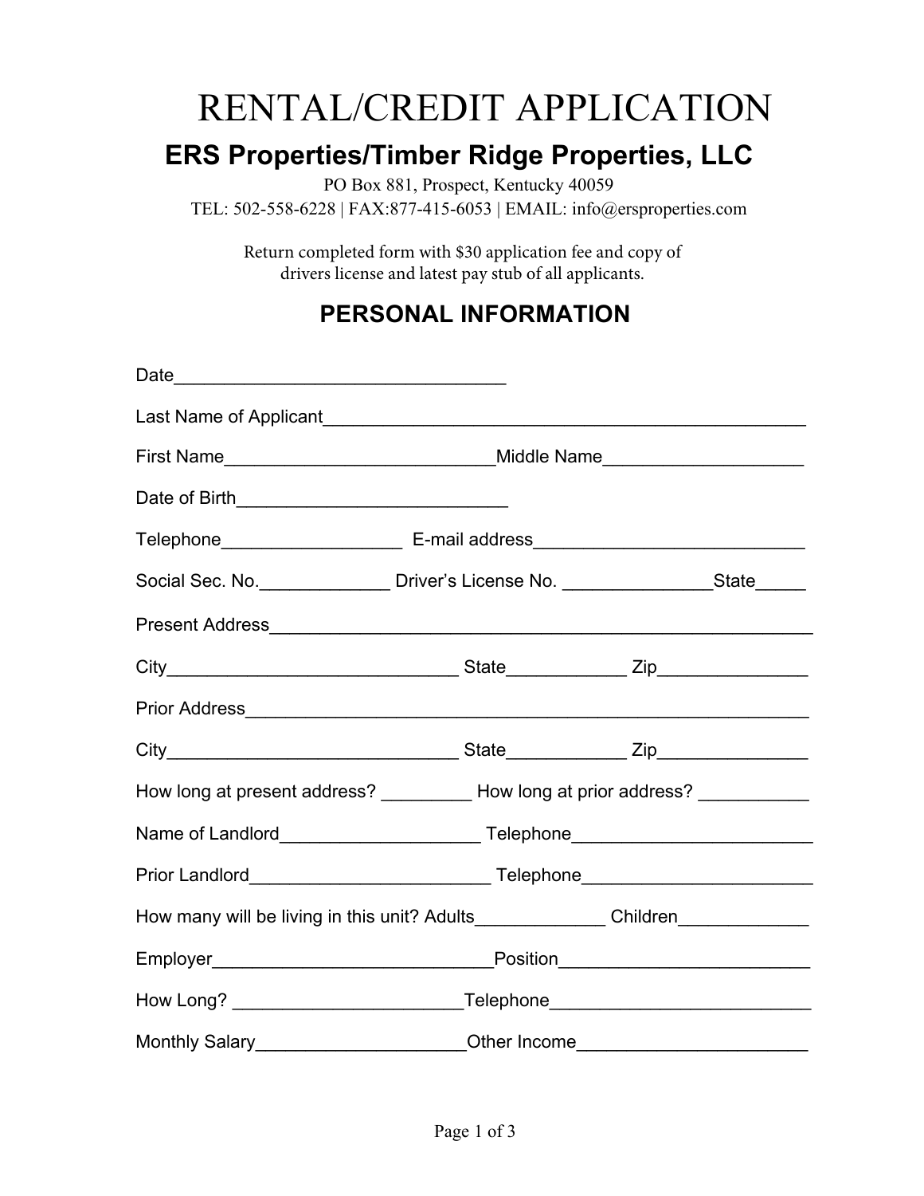# RENTAL/CREDIT APPLICATION

## ERS Properties/Timber Ridge Properties, LLC

PO Box 881, Prospect, Kentucky 40059
TEL: 502-558-6228 | FAX:877-415-6053 | EMAIL: info@ersproperties.com

Return completed form with $30 application fee and copy of drivers license and latest pay stub of all applicants.

## PERSONAL INFORMATION

Date________________________________

Last Name of Applicant______________________________________________

First Name__________________________Middle Name___________________

Date of Birth__________________________

Telephone_________________ E-mail address__________________________

Social Sec. No.____________ Driver's License No. ______________State_____

Present Address_____________________________________________________

City____________________________ State___________ Zip______________

Prior Address_______________________________________________________

City____________________________ State___________ Zip______________

How long at present address? _________ How long at prior address? __________

Name of Landlord___________________ Telephone______________________

Prior Landlord_______________________ Telephone_____________________

How many will be living in this unit? Adults____________ Children____________

Employer___________________________Position_______________________

How Long? ______________________Telephone________________________

Monthly Salary____________________Other Income______________________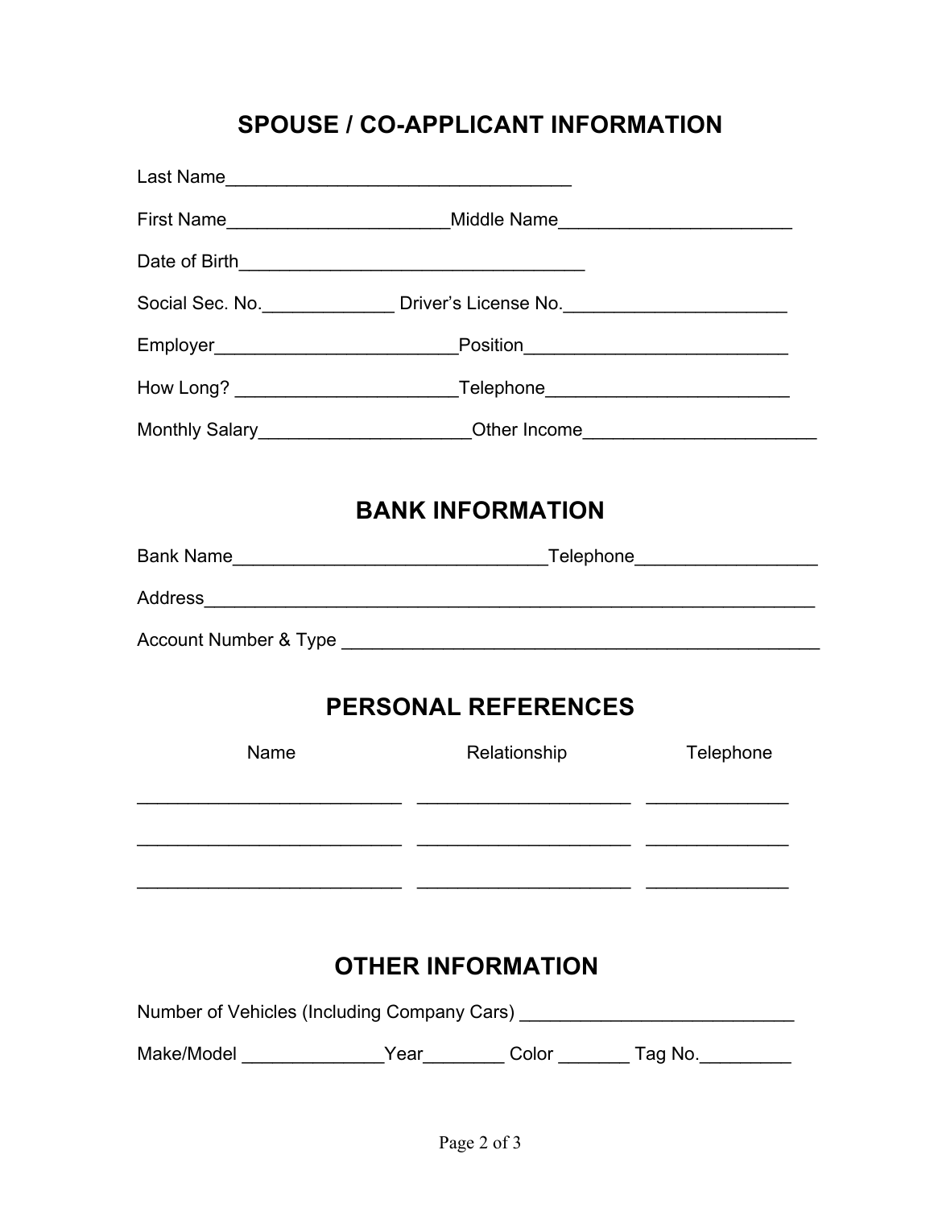## SPOUSE / CO-APPLICANT INFORMATION

Last Name_________________________________

First Name_____________________Middle Name______________________

Date of Birth_________________________________

Social Sec. No.____________ Driver's License No.______________________

Employer_______________________Position_________________________

How Long? _____________________Telephone________________________

Monthly Salary____________________Other Income______________________

## BANK INFORMATION

Bank Name______________________________Telephone_________________

Address__________________________________________________________

Account Number & Type _____________________________________________

## PERSONAL REFERENCES

| Name | Relationship | Telephone |
|---|---|---|
| _________________________ | ____________________ | _____________ |
| _________________________ | ____________________ | _____________ |
| _________________________ | ____________________ | _____________ |

## OTHER INFORMATION

Number of Vehicles (Including Company Cars) __________________________

Make/Model _____________Year________ Color _______ Tag No._________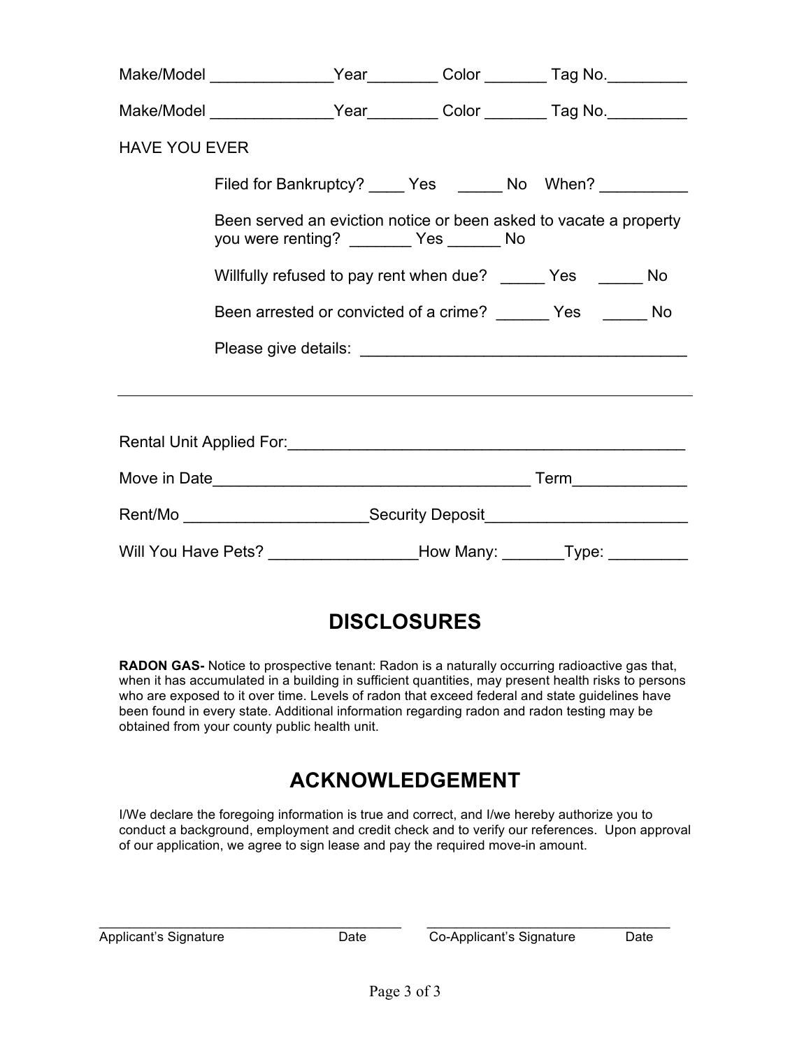Make/Model ______________Year________ Color _______ Tag No._________

Make/Model ______________Year________ Color _______ Tag No._________

HAVE YOU EVER

Filed for Bankruptcy? ____ Yes _____ No When? __________

Been served an eviction notice or been asked to vacate a property you were renting? _______ Yes ______ No

Willfully refused to pay rent when due? _____ Yes _____ No

Been arrested or convicted of a crime? ______ Yes _____ No

Please give details: ____________________________________

---

Rental Unit Applied For:______________________________________________

Move in Date___________________________________ Term____________

Rent/Mo ____________________Security Deposit______________________

Will You Have Pets? ________________How Many: _______Type: _________

## DISCLOSURES

**RADON GAS-** Notice to prospective tenant: Radon is a naturally occurring radioactive gas that, when it has accumulated in a building in sufficient quantities, may present health risks to persons who are exposed to it over time. Levels of radon that exceed federal and state guidelines have been found in every state. Additional information regarding radon and radon testing may be obtained from your county public health unit.

## ACKNOWLEDGEMENT

I/We declare the foregoing information is true and correct, and I/we hereby authorize you to conduct a background, employment and credit check and to verify our references. Upon approval of our application, we agree to sign lease and pay the required move-in amount.

_______________________________________ _______________________________

Applicant's Signature Date Co-Applicant's Signature Date